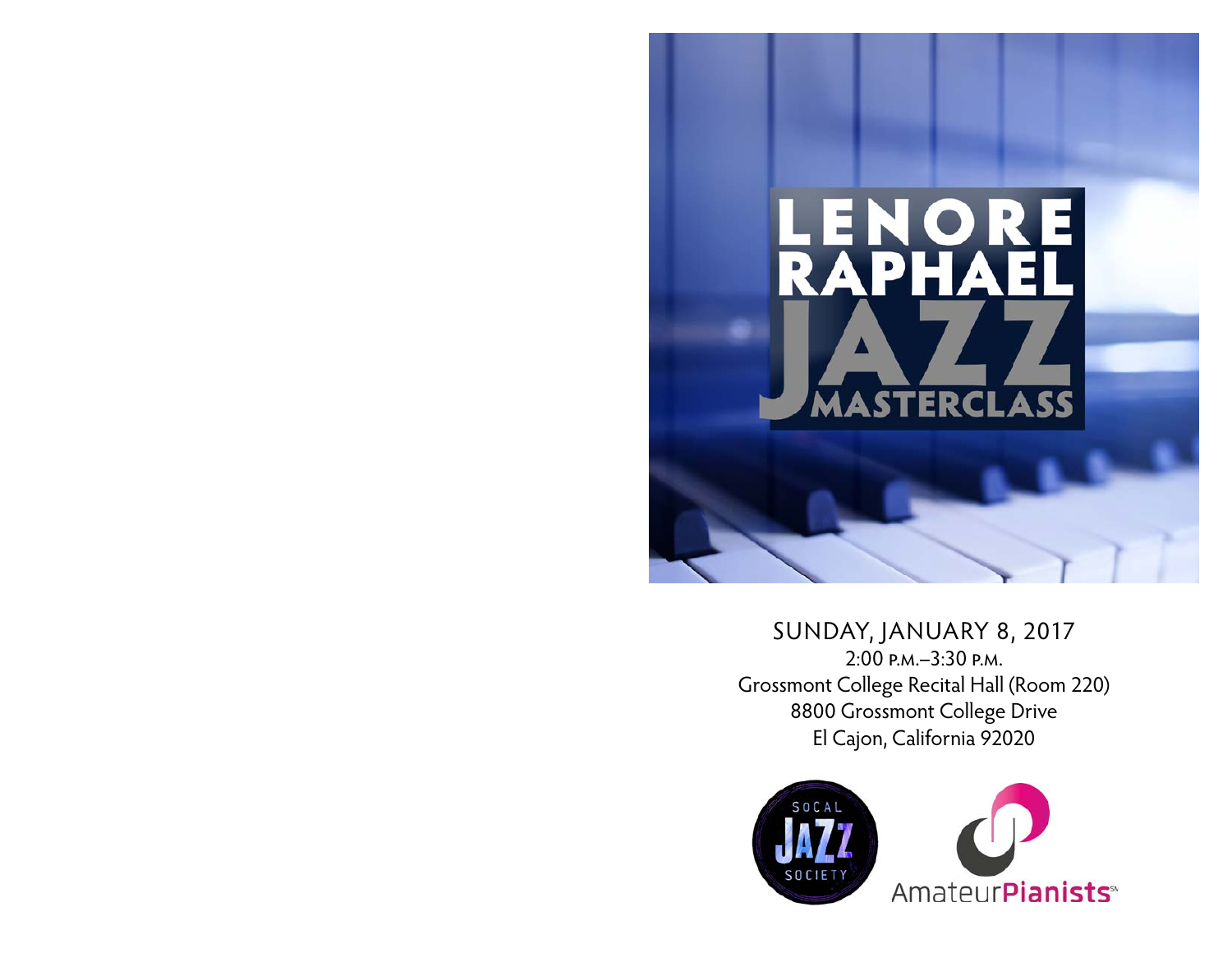# LENORE RAPHAEL JAZZ MASTERCLASS

SUNDAY, JANUARY 8, 2017

2:00 P.M.–3:30 P.M.

Grossmont College Recital Hall (Room 220)

8800 Grossmont College Drive

El Cajon, California 92020

SOCAL JAZZ SOCIETY

AmateurPianists℠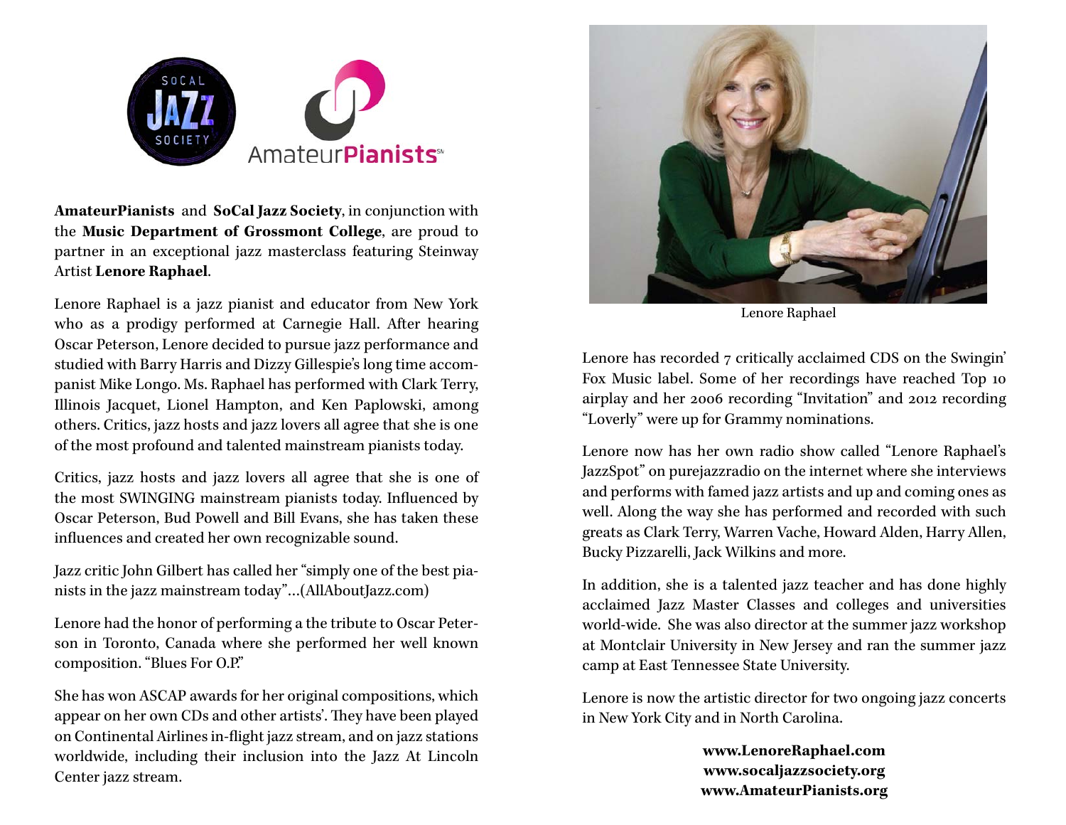**AmateurPianists** and **SoCal Jazz Society**, in conjunction with the **Music Department of Grossmont College**, are proud to partner in an exceptional jazz masterclass featuring Steinway Artist **Lenore Raphael**.

Lenore Raphael is a jazz pianist and educator from New York who as a prodigy performed at Carnegie Hall. After hearing Oscar Peterson, Lenore decided to pursue jazz performance and studied with Barry Harris and Dizzy Gillespie's long time accompanist Mike Longo. Ms. Raphael has performed with Clark Terry, Illinois Jacquet, Lionel Hampton, and Ken Paplowski, among others. Critics, jazz hosts and jazz lovers all agree that she is one of the most profound and talented mainstream pianists today.

Critics, jazz hosts and jazz lovers all agree that she is one of the most SWINGING mainstream pianists today. Influenced by Oscar Peterson, Bud Powell and Bill Evans, she has taken these influences and created her own recognizable sound.

Jazz critic John Gilbert has called her "simply one of the best pianists in the jazz mainstream today"...(AllAboutJazz.com)

Lenore had the honor of performing a the tribute to Oscar Peterson in Toronto, Canada where she performed her well known composition. "Blues For O.P."

She has won ASCAP awards for her original compositions, which appear on her own CDs and other artists'. They have been played on Continental Airlines in-flight jazz stream, and on jazz stations worldwide, including their inclusion into the Jazz At Lincoln Center jazz stream.

Lenore Raphael

Lenore has recorded 7 critically acclaimed CDS on the Swingin' Fox Music label. Some of her recordings have reached Top 10 airplay and her 2006 recording "Invitation" and 2012 recording "Loverly" were up for Grammy nominations.

Lenore now has her own radio show called "Lenore Raphael's JazzSpot" on purejazzradio on the internet where she interviews and performs with famed jazz artists and up and coming ones as well. Along the way she has performed and recorded with such greats as Clark Terry, Warren Vache, Howard Alden, Harry Allen, Bucky Pizzarelli, Jack Wilkins and more.

In addition, she is a talented jazz teacher and has done highly acclaimed Jazz Master Classes and colleges and universities world-wide. She was also director at the summer jazz workshop at Montclair University in New Jersey and ran the summer jazz camp at East Tennessee State University.

Lenore is now the artistic director for two ongoing jazz concerts in New York City and in North Carolina.

**www.LenoreRaphael.com**
**www.socaljazzsociety.org**
**www.AmateurPianists.org**